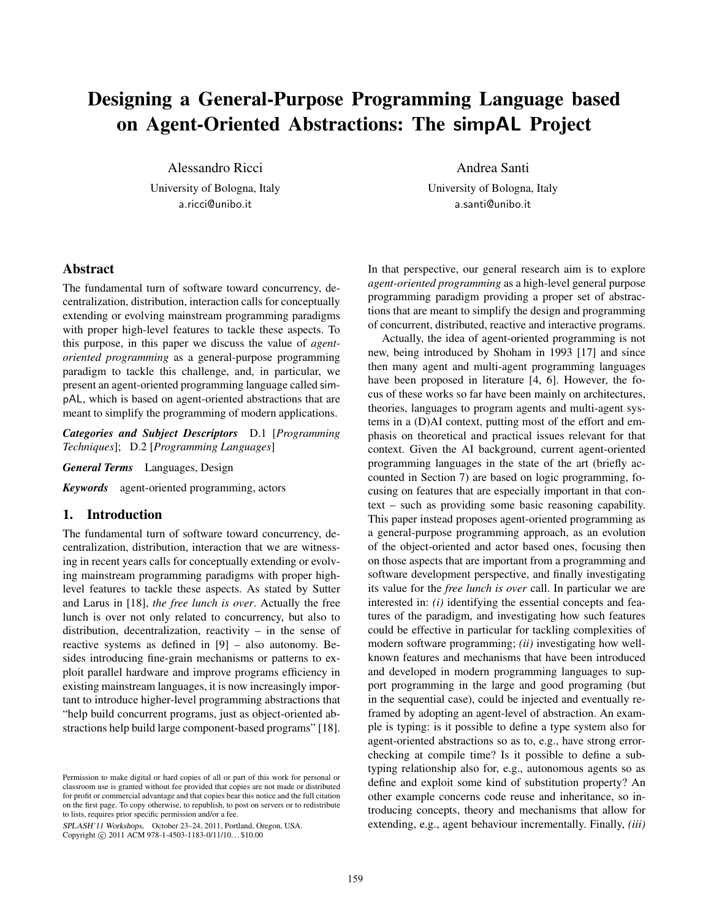# Designing a General-Purpose Programming Language based on Agent-Oriented Abstractions: The simpAL Project

Alessandro Ricci
University of Bologna, Italy
a.ricci@unibo.it

Andrea Santi
University of Bologna, Italy
a.santi@unibo.it

## Abstract

The fundamental turn of software toward concurrency, decentralization, distribution, interaction calls for conceptually extending or evolving mainstream programming paradigms with proper high-level features to tackle these aspects. To this purpose, in this paper we discuss the value of *agent-oriented programming* as a general-purpose programming paradigm to tackle this challenge, and, in particular, we present an agent-oriented programming language called simpAL, which is based on agent-oriented abstractions that are meant to simplify the programming of modern applications.

***Categories and Subject Descriptors*** D.1 [*Programming Techniques*]; D.2 [*Programming Languages*]

***General Terms*** Languages, Design

***Keywords*** agent-oriented programming, actors

## 1. Introduction

The fundamental turn of software toward concurrency, decentralization, distribution, interaction that we are witnessing in recent years calls for conceptually extending or evolving mainstream programming paradigms with proper high-level features to tackle these aspects. As stated by Sutter and Larus in [18], *the free lunch is over*. Actually the free lunch is over not only related to concurrency, but also to distribution, decentralization, reactivity – in the sense of reactive systems as defined in [9] – also autonomy. Besides introducing fine-grain mechanisms or patterns to exploit parallel hardware and improve programs efficiency in existing mainstream languages, it is now increasingly important to introduce higher-level programming abstractions that "help build concurrent programs, just as object-oriented abstractions help build large component-based programs" [18].

Permission to make digital or hard copies of all or part of this work for personal or classroom use is granted without fee provided that copies are not made or distributed for profit or commercial advantage and that copies bear this notice and the full citation on the first page. To copy otherwise, to republish, to post on servers or to redistribute to lists, requires prior specific permission and/or a fee.

*SPLASH'11 Workshops,* October 23–24, 2011, Portland, Oregon, USA.
Copyright © 2011 ACM 978-1-4503-1183-0/11/10. . . $10.00

In that perspective, our general research aim is to explore *agent-oriented programming* as a high-level general purpose programming paradigm providing a proper set of abstractions that are meant to simplify the design and programming of concurrent, distributed, reactive and interactive programs.

Actually, the idea of agent-oriented programming is not new, being introduced by Shoham in 1993 [17] and since then many agent and multi-agent programming languages have been proposed in literature [4, 6]. However, the focus of these works so far have been mainly on architectures, theories, languages to program agents and multi-agent systems in a (D)AI context, putting most of the effort and emphasis on theoretical and practical issues relevant for that context. Given the AI background, current agent-oriented programming languages in the state of the art (briefly accounted in Section 7) are based on logic programming, focusing on features that are especially important in that context – such as providing some basic reasoning capability. This paper instead proposes agent-oriented programming as a general-purpose programming approach, as an evolution of the object-oriented and actor based ones, focusing then on those aspects that are important from a programming and software development perspective, and finally investigating its value for the *free lunch is over* call. In particular we are interested in: *(i)* identifying the essential concepts and features of the paradigm, and investigating how such features could be effective in particular for tackling complexities of modern software programming; *(ii)* investigating how well-known features and mechanisms that have been introduced and developed in modern programming languages to support programming in the large and good programing (but in the sequential case), could be injected and eventually reframed by adopting an agent-level of abstraction. An example is typing: is it possible to define a type system also for agent-oriented abstractions so as to, e.g., have strong error-checking at compile time? Is it possible to define a subtyping relationship also for, e.g., autonomous agents so as define and exploit some kind of substitution property? An other example concerns code reuse and inheritance, so introducing concepts, theory and mechanisms that allow for extending, e.g., agent behaviour incrementally. Finally, *(iii)*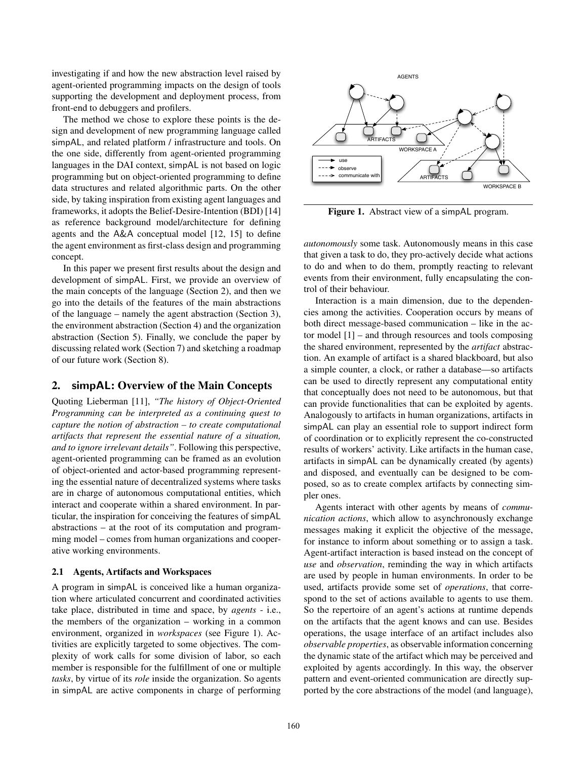investigating if and how the new abstraction level raised by agent-oriented programming impacts on the design of tools supporting the development and deployment process, from front-end to debuggers and profilers.

The method we chose to explore these points is the design and development of new programming language called simpAL, and related platform / infrastructure and tools. On the one side, differently from agent-oriented programming languages in the DAI context, simpAL is not based on logic programming but on object-oriented programming to define data structures and related algorithmic parts. On the other side, by taking inspiration from existing agent languages and frameworks, it adopts the Belief-Desire-Intention (BDI) [14] as reference background model/architecture for defining agents and the A&A conceptual model [12, 15] to define the agent environment as first-class design and programming concept.

In this paper we present first results about the design and development of simpAL. First, we provide an overview of the main concepts of the language (Section 2), and then we go into the details of the features of the main abstractions of the language – namely the agent abstraction (Section 3), the environment abstraction (Section 4) and the organization abstraction (Section 5). Finally, we conclude the paper by discussing related work (Section 7) and sketching a roadmap of our future work (Section 8).

## 2. simpAL: Overview of the Main Concepts

Quoting Lieberman [11], *"The history of Object-Oriented Programming can be interpreted as a continuing quest to capture the notion of abstraction – to create computational artifacts that represent the essential nature of a situation, and to ignore irrelevant details"*. Following this perspective, agent-oriented programming can be framed as an evolution of object-oriented and actor-based programming representing the essential nature of decentralized systems where tasks are in charge of autonomous computational entities, which interact and cooperate within a shared environment. In particular, the inspiration for conceiving the features of simpAL abstractions – at the root of its computation and programming model – comes from human organizations and cooperative working environments.

### 2.1 Agents, Artifacts and Workspaces

A program in simpAL is conceived like a human organization where articulated concurrent and coordinated activities take place, distributed in time and space, by *agents* - i.e., the members of the organization – working in a common environment, organized in *workspaces* (see Figure 1). Activities are explicitly targeted to some objectives. The complexity of work calls for some division of labor, so each member is responsible for the fulfillment of one or multiple *tasks*, by virtue of its *role* inside the organization. So agents in simpAL are active components in charge of performing *autonomously* some task. Autonomously means in this case that given a task to do, they pro-actively decide what actions to do and when to do them, promptly reacting to relevant events from their environment, fully encapsulating the control of their behaviour.

**Figure 1.** Abstract view of a simpAL program.

Interaction is a main dimension, due to the dependencies among the activities. Cooperation occurs by means of both direct message-based communication – like in the actor model [1] – and through resources and tools composing the shared environment, represented by the *artifact* abstraction. An example of artifact is a shared blackboard, but also a simple counter, a clock, or rather a database—so artifacts can be used to directly represent any computational entity that conceptually does not need to be autonomous, but that can provide functionalities that can be exploited by agents. Analogously to artifacts in human organizations, artifacts in simpAL can play an essential role to support indirect form of coordination or to explicitly represent the co-constructed results of workers' activity. Like artifacts in the human case, artifacts in simpAL can be dynamically created (by agents) and disposed, and eventually can be designed to be composed, so as to create complex artifacts by connecting simpler ones.

Agents interact with other agents by means of *communication actions*, which allow to asynchronously exchange messages making it explicit the objective of the message, for instance to inform about something or to assign a task. Agent-artifact interaction is based instead on the concept of *use* and *observation*, reminding the way in which artifacts are used by people in human environments. In order to be used, artifacts provide some set of *operations*, that correspond to the set of actions available to agents to use them. So the repertoire of an agent's actions at runtime depends on the artifacts that the agent knows and can use. Besides operations, the usage interface of an artifact includes also *observable properties*, as observable information concerning the dynamic state of the artifact which may be perceived and exploited by agents accordingly. In this way, the observer pattern and event-oriented communication are directly supported by the core abstractions of the model (and language),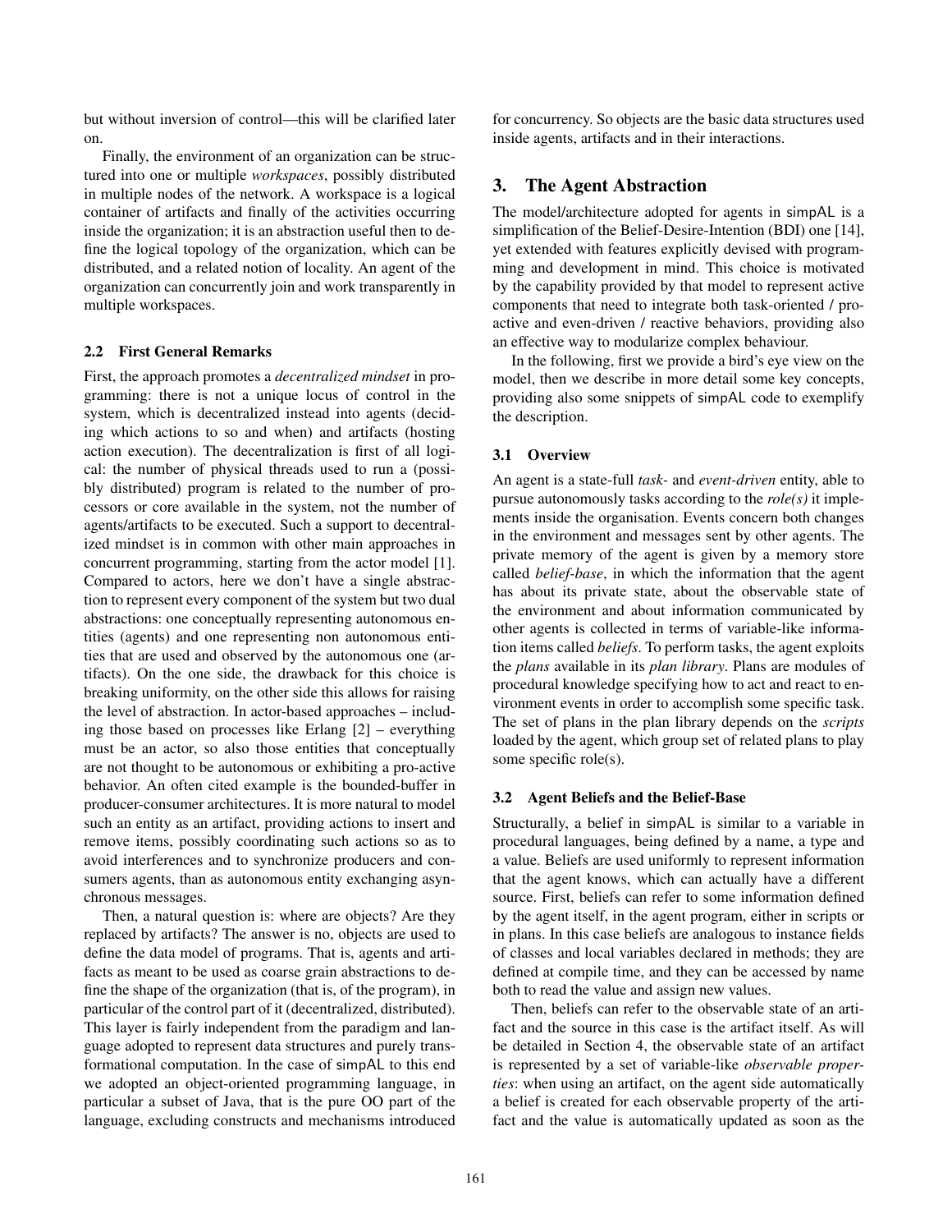but without inversion of control—this will be clarified later on.

Finally, the environment of an organization can be structured into one or multiple *workspaces*, possibly distributed in multiple nodes of the network. A workspace is a logical container of artifacts and finally of the activities occurring inside the organization; it is an abstraction useful then to define the logical topology of the organization, which can be distributed, and a related notion of locality. An agent of the organization can concurrently join and work transparently in multiple workspaces.

### 2.2 First General Remarks

First, the approach promotes a *decentralized mindset* in programming: there is not a unique locus of control in the system, which is decentralized instead into agents (deciding which actions to so and when) and artifacts (hosting action execution). The decentralization is first of all logical: the number of physical threads used to run a (possibly distributed) program is related to the number of processors or core available in the system, not the number of agents/artifacts to be executed. Such a support to decentralized mindset is in common with other main approaches in concurrent programming, starting from the actor model [1]. Compared to actors, here we don't have a single abstraction to represent every component of the system but two dual abstractions: one conceptually representing autonomous entities (agents) and one representing non autonomous entities that are used and observed by the autonomous one (artifacts). On the one side, the drawback for this choice is breaking uniformity, on the other side this allows for raising the level of abstraction. In actor-based approaches – including those based on processes like Erlang [2] – everything must be an actor, so also those entities that conceptually are not thought to be autonomous or exhibiting a pro-active behavior. An often cited example is the bounded-buffer in producer-consumer architectures. It is more natural to model such an entity as an artifact, providing actions to insert and remove items, possibly coordinating such actions so as to avoid interferences and to synchronize producers and consumers agents, than as autonomous entity exchanging asynchronous messages.

Then, a natural question is: where are objects? Are they replaced by artifacts? The answer is no, objects are used to define the data model of programs. That is, agents and artifacts as meant to be used as coarse grain abstractions to define the shape of the organization (that is, of the program), in particular of the control part of it (decentralized, distributed). This layer is fairly independent from the paradigm and language adopted to represent data structures and purely transformational computation. In the case of simpAL to this end we adopted an object-oriented programming language, in particular a subset of Java, that is the pure OO part of the language, excluding constructs and mechanisms introduced for concurrency. So objects are the basic data structures used inside agents, artifacts and in their interactions.

## 3. The Agent Abstraction

The model/architecture adopted for agents in simpAL is a simplification of the Belief-Desire-Intention (BDI) one [14], yet extended with features explicitly devised with programming and development in mind. This choice is motivated by the capability provided by that model to represent active components that need to integrate both task-oriented / proactive and even-driven / reactive behaviors, providing also an effective way to modularize complex behaviour.

In the following, first we provide a bird's eye view on the model, then we describe in more detail some key concepts, providing also some snippets of simpAL code to exemplify the description.

### 3.1 Overview

An agent is a state-full *task*- and *event-driven* entity, able to pursue autonomously tasks according to the *role(s)* it implements inside the organisation. Events concern both changes in the environment and messages sent by other agents. The private memory of the agent is given by a memory store called *belief-base*, in which the information that the agent has about its private state, about the observable state of the environment and about information communicated by other agents is collected in terms of variable-like information items called *beliefs*. To perform tasks, the agent exploits the *plans* available in its *plan library*. Plans are modules of procedural knowledge specifying how to act and react to environment events in order to accomplish some specific task. The set of plans in the plan library depends on the *scripts* loaded by the agent, which group set of related plans to play some specific role(s).

### 3.2 Agent Beliefs and the Belief-Base

Structurally, a belief in simpAL is similar to a variable in procedural languages, being defined by a name, a type and a value. Beliefs are used uniformly to represent information that the agent knows, which can actually have a different source. First, beliefs can refer to some information defined by the agent itself, in the agent program, either in scripts or in plans. In this case beliefs are analogous to instance fields of classes and local variables declared in methods; they are defined at compile time, and they can be accessed by name both to read the value and assign new values.

Then, beliefs can refer to the observable state of an artifact and the source in this case is the artifact itself. As will be detailed in Section 4, the observable state of an artifact is represented by a set of variable-like *observable properties*: when using an artifact, on the agent side automatically a belief is created for each observable property of the artifact and the value is automatically updated as soon as the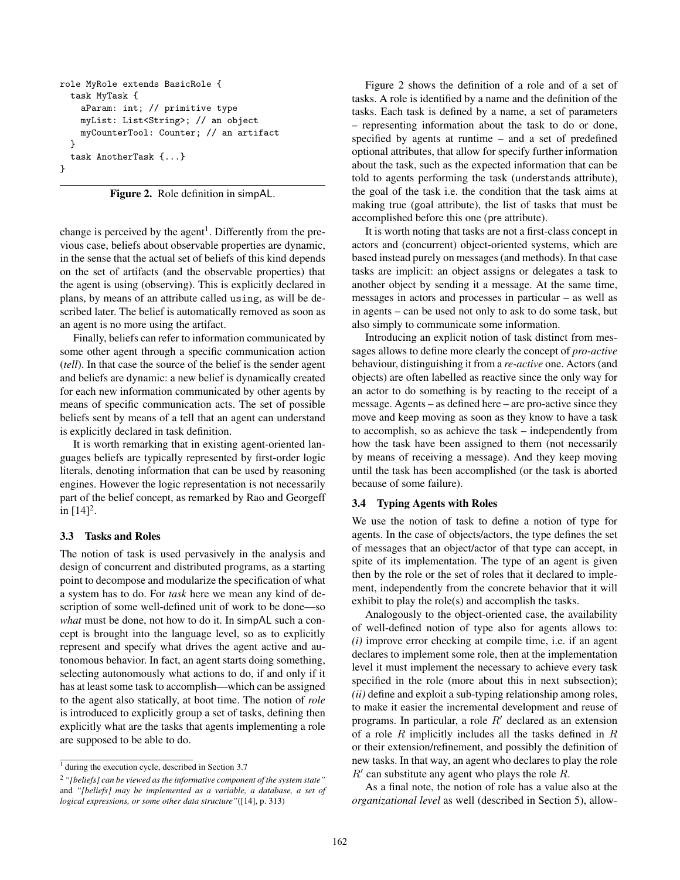```
role MyRole extends BasicRole {
  task MyTask {
    aParam: int; // primitive type
    myList: List<String>; // an object
    myCounterTool: Counter; // an artifact
  }
  task AnotherTask {...}
}
```

**Figure 2.** Role definition in simpAL.

change is perceived by the agent[1]. Differently from the previous case, beliefs about observable properties are dynamic, in the sense that the actual set of beliefs of this kind depends on the set of artifacts (and the observable properties) that the agent is using (observing). This is explicitly declared in plans, by means of an attribute called `using`, as will be described later. The belief is automatically removed as soon as an agent is no more using the artifact.

Finally, beliefs can refer to information communicated by some other agent through a specific communication action (*tell*). In that case the source of the belief is the sender agent and beliefs are dynamic: a new belief is dynamically created for each new information communicated by other agents by means of specific communication acts. The set of possible beliefs sent by means of a tell that an agent can understand is explicitly declared in task definition.

It is worth remarking that in existing agent-oriented languages beliefs are typically represented by first-order logic literals, denoting information that can be used by reasoning engines. However the logic representation is not necessarily part of the belief concept, as remarked by Rao and Georgeff in [14][2].

### 3.3 Tasks and Roles

The notion of task is used pervasively in the analysis and design of concurrent and distributed programs, as a starting point to decompose and modularize the specification of what a system has to do. For *task* here we mean any kind of description of some well-defined unit of work to be done—so *what* must be done, not how to do it. In simpAL such a concept is brought into the language level, so as to explicitly represent and specify what drives the agent active and autonomous behavior. In fact, an agent starts doing something, selecting autonomously what actions to do, if and only if it has at least some task to accomplish—which can be assigned to the agent also statically, at boot time. The notion of *role* is introduced to explicitly group a set of tasks, defining then explicitly what are the tasks that agents implementing a role are supposed to be able to do.

[1] during the execution cycle, described in Section 3.7

[2] *"[beliefs] can be viewed as the informative component of the system state"* and *"[beliefs] may be implemented as a variable, a database, a set of logical expressions, or some other data structure"*([14], p. 313)

Figure 2 shows the definition of a role and of a set of tasks. A role is identified by a name and the definition of the tasks. Each task is defined by a name, a set of parameters – representing information about the task to do or done, specified by agents at runtime – and a set of predefined optional attributes, that allow for specify further information about the task, such as the expected information that can be told to agents performing the task (`understands` attribute), the goal of the task i.e. the condition that the task aims at making true (`goal` attribute), the list of tasks that must be accomplished before this one (`pre` attribute).

It is worth noting that tasks are not a first-class concept in actors and (concurrent) object-oriented systems, which are based instead purely on messages (and methods). In that case tasks are implicit: an object assigns or delegates a task to another object by sending it a message. At the same time, messages in actors and processes in particular – as well as in agents – can be used not only to ask to do some task, but also simply to communicate some information.

Introducing an explicit notion of task distinct from messages allows to define more clearly the concept of *pro-active* behaviour, distinguishing it from a *re-active* one. Actors (and objects) are often labelled as reactive since the only way for an actor to do something is by reacting to the receipt of a message. Agents – as defined here – are pro-active since they move and keep moving as soon as they know to have a task to accomplish, so as achieve the task – independently from how the task have been assigned to them (not necessarily by means of receiving a message). And they keep moving until the task has been accomplished (or the task is aborted because of some failure).

### 3.4 Typing Agents with Roles

We use the notion of task to define a notion of type for agents. In the case of objects/actors, the type defines the set of messages that an object/actor of that type can accept, in spite of its implementation. The type of an agent is given then by the role or the set of roles that it declared to implement, independently from the concrete behavior that it will exhibit to play the role(s) and accomplish the tasks.

Analogously to the object-oriented case, the availability of well-defined notion of type also for agents allows to: *(i)* improve error checking at compile time, i.e. if an agent declares to implement some role, then at the implementation level it must implement the necessary to achieve every task specified in the role (more about this in next subsection); *(ii)* define and exploit a sub-typing relationship among roles, to make it easier the incremental development and reuse of programs. In particular, a role $R'$ declared as an extension of a role $R$ implicitly includes all the tasks defined in $R$ or their extension/refinement, and possibly the definition of new tasks. In that way, an agent who declares to play the role $R'$ can substitute any agent who plays the role $R$.

As a final note, the notion of role has a value also at the *organizational level* as well (described in Section 5), allow-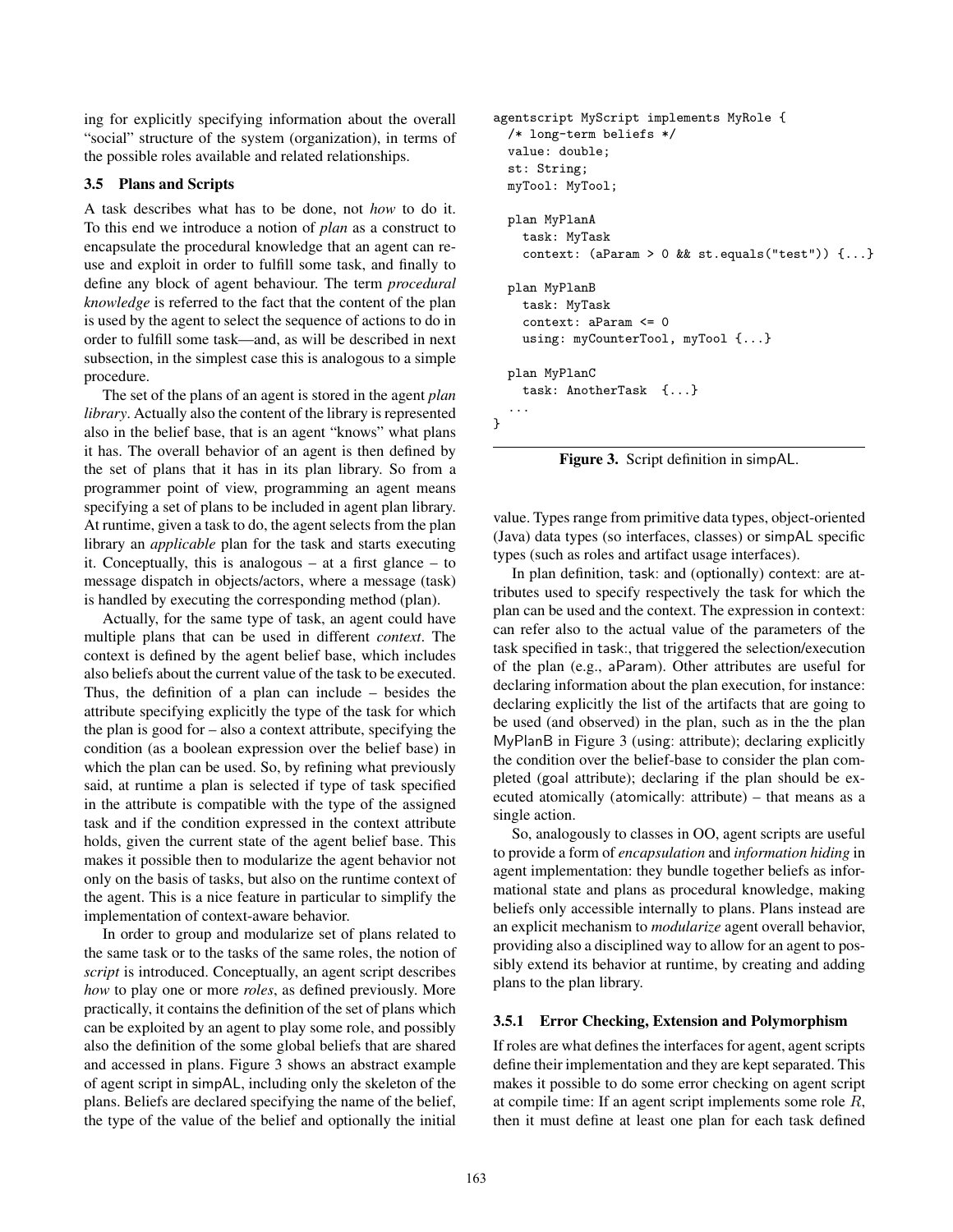ing for explicitly specifying information about the overall "social" structure of the system (organization), in terms of the possible roles available and related relationships.

### 3.5 Plans and Scripts

A task describes what has to be done, not *how* to do it. To this end we introduce a notion of *plan* as a construct to encapsulate the procedural knowledge that an agent can reuse and exploit in order to fulfill some task, and finally to define any block of agent behaviour. The term *procedural knowledge* is referred to the fact that the content of the plan is used by the agent to select the sequence of actions to do in order to fulfill some task—and, as will be described in next subsection, in the simplest case this is analogous to a simple procedure.

The set of the plans of an agent is stored in the agent *plan library*. Actually also the content of the library is represented also in the belief base, that is an agent "knows" what plans it has. The overall behavior of an agent is then defined by the set of plans that it has in its plan library. So from a programmer point of view, programming an agent means specifying a set of plans to be included in agent plan library. At runtime, given a task to do, the agent selects from the plan library an *applicable* plan for the task and starts executing it. Conceptually, this is analogous – at a first glance – to message dispatch in objects/actors, where a message (task) is handled by executing the corresponding method (plan).

Actually, for the same type of task, an agent could have multiple plans that can be used in different *context*. The context is defined by the agent belief base, which includes also beliefs about the current value of the task to be executed. Thus, the definition of a plan can include – besides the attribute specifying explicitly the type of the task for which the plan is good for – also a context attribute, specifying the condition (as a boolean expression over the belief base) in which the plan can be used. So, by refining what previously said, at runtime a plan is selected if type of task specified in the attribute is compatible with the type of the assigned task and if the condition expressed in the context attribute holds, given the current state of the agent belief base. This makes it possible then to modularize the agent behavior not only on the basis of tasks, but also on the runtime context of the agent. This is a nice feature in particular to simplify the implementation of context-aware behavior.

In order to group and modularize set of plans related to the same task or to the tasks of the same roles, the notion of *script* is introduced. Conceptually, an agent script describes *how* to play one or more *roles*, as defined previously. More practically, it contains the definition of the set of plans which can be exploited by an agent to play some role, and possibly also the definition of the some global beliefs that are shared and accessed in plans. Figure 3 shows an abstract example of agent script in simpAL, including only the skeleton of the plans. Beliefs are declared specifying the name of the belief, the type of the value of the belief and optionally the initial value. Types range from primitive data types, object-oriented (Java) data types (so interfaces, classes) or simpAL specific types (such as roles and artifact usage interfaces).

```
agentscript MyScript implements MyRole {
  /* long-term beliefs */
  value: double;
  st: String;
  myTool: MyTool;

  plan MyPlanA
    task: MyTask
    context: (aParam > 0 && st.equals("test")) {...}

  plan MyPlanB
    task: MyTask
    context: aParam <= 0
    using: myCounterTool, myTool {...}

  plan MyPlanC
    task: AnotherTask  {...}
  ...
}
```

**Figure 3.** Script definition in simpAL.

In plan definition, task: and (optionally) context: are attributes used to specify respectively the task for which the plan can be used and the context. The expression in context: can refer also to the actual value of the parameters of the task specified in task:, that triggered the selection/execution of the plan (e.g., aParam). Other attributes are useful for declaring information about the plan execution, for instance: declaring explicitly the list of the artifacts that are going to be used (and observed) in the plan, such as in the the plan MyPlanB in Figure 3 (using: attribute); declaring explicitly the condition over the belief-base to consider the plan completed (goal attribute); declaring if the plan should be executed atomically (atomically: attribute) – that means as a single action.

So, analogously to classes in OO, agent scripts are useful to provide a form of *encapsulation* and *information hiding* in agent implementation: they bundle together beliefs as informational state and plans as procedural knowledge, making beliefs only accessible internally to plans. Plans instead are an explicit mechanism to *modularize* agent overall behavior, providing also a disciplined way to allow for an agent to possibly extend its behavior at runtime, by creating and adding plans to the plan library.

#### 3.5.1 Error Checking, Extension and Polymorphism

If roles are what defines the interfaces for agent, agent scripts define their implementation and they are kept separated. This makes it possible to do some error checking on agent script at compile time: If an agent script implements some role $R$, then it must define at least one plan for each task defined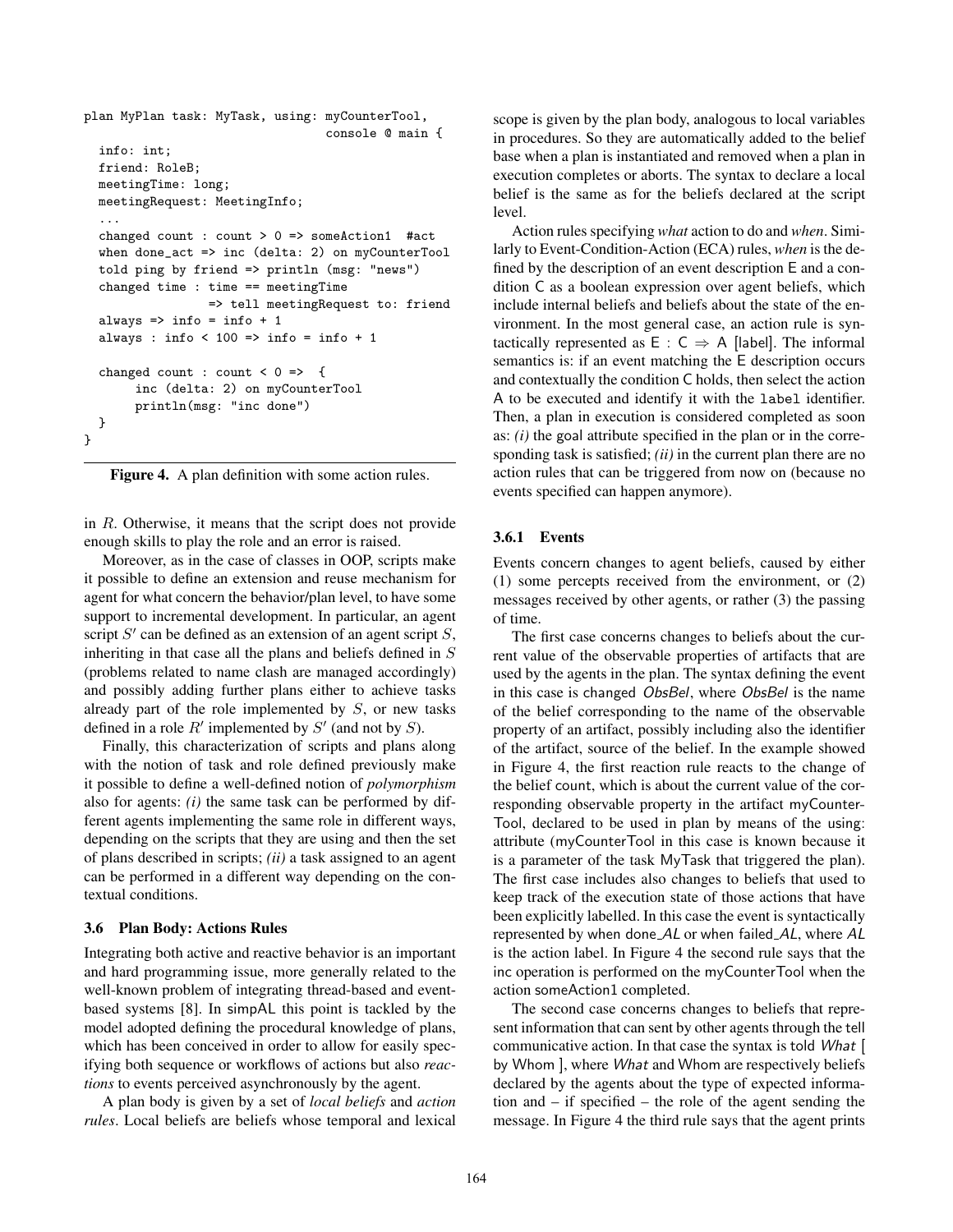```
plan MyPlan task: MyTask, using: myCounterTool,
                                  console @ main {
  info: int;
  friend: RoleB;
  meetingTime: long;
  meetingRequest: MeetingInfo;
  ...
  changed count : count > 0 => someAction1  #act
  when done_act => inc (delta: 2) on myCounterTool
  told ping by friend => println (msg: "news")
  changed time : time == meetingTime
               => tell meetingRequest to: friend
  always => info = info + 1
  always : info < 100 => info = info + 1

  changed count : count < 0 =>  {
       inc (delta: 2) on myCounterTool
       println(msg: "inc done")
  }
}
```

**Figure 4.** A plan definition with some action rules.

in $R$. Otherwise, it means that the script does not provide enough skills to play the role and an error is raised.

Moreover, as in the case of classes in OOP, scripts make it possible to define an extension and reuse mechanism for agent for what concern the behavior/plan level, to have some support to incremental development. In particular, an agent script $S'$ can be defined as an extension of an agent script $S$, inheriting in that case all the plans and beliefs defined in $S$ (problems related to name clash are managed accordingly) and possibly adding further plans either to achieve tasks already part of the role implemented by $S$, or new tasks defined in a role $R'$ implemented by $S'$ (and not by $S$).

Finally, this characterization of scripts and plans along with the notion of task and role defined previously make it possible to define a well-defined notion of *polymorphism* also for agents: *(i)* the same task can be performed by different agents implementing the same role in different ways, depending on the scripts that they are using and then the set of plans described in scripts; *(ii)* a task assigned to an agent can be performed in a different way depending on the contextual conditions.

### 3.6 Plan Body: Actions Rules

Integrating both active and reactive behavior is an important and hard programming issue, more generally related to the well-known problem of integrating thread-based and event-based systems [8]. In simpAL this point is tackled by the model adopted defining the procedural knowledge of plans, which has been conceived in order to allow for easily specifying both sequence or workflows of actions but also *reactions* to events perceived asynchronously by the agent.

A plan body is given by a set of *local beliefs* and *action rules*. Local beliefs are beliefs whose temporal and lexical scope is given by the plan body, analogous to local variables in procedures. So they are automatically added to the belief base when a plan is instantiated and removed when a plan in execution completes or aborts. The syntax to declare a local belief is the same as for the beliefs declared at the script level.

Action rules specifying *what* action to do and *when*. Similarly to Event-Condition-Action (ECA) rules, *when* is the defined by the description of an event description E and a condition C as a boolean expression over agent beliefs, which include internal beliefs and beliefs about the state of the environment. In the most general case, an action rule is syntactically represented as E : C ⇒ A [label]. The informal semantics is: if an event matching the E description occurs and contextually the condition C holds, then select the action A to be executed and identify it with the `label` identifier. Then, a plan in execution is considered completed as soon as: *(i)* the goal attribute specified in the plan or in the corresponding task is satisfied; *(ii)* in the current plan there are no action rules that can be triggered from now on (because no events specified can happen anymore).

#### 3.6.1 Events

Events concern changes to agent beliefs, caused by either (1) some percepts received from the environment, or (2) messages received by other agents, or rather (3) the passing of time.

The first case concerns changes to beliefs about the current value of the observable properties of artifacts that are used by the agents in the plan. The syntax defining the event in this case is changed *ObsBel*, where *ObsBel* is the name of the belief corresponding to the name of the observable property of an artifact, possibly including also the identifier of the artifact, source of the belief. In the example showed in Figure 4, the first reaction rule reacts to the change of the belief count, which is about the current value of the corresponding observable property in the artifact myCounterTool, declared to be used in plan by means of the using: attribute (myCounterTool in this case is known because it is a parameter of the task MyTask that triggered the plan). The first case includes also changes to beliefs that used to keep track of the execution state of those actions that have been explicitly labelled. In this case the event is syntactically represented by when done_*AL* or when failed_*AL*, where *AL* is the action label. In Figure 4 the second rule says that the inc operation is performed on the myCounterTool when the action someAction1 completed.

The second case concerns changes to beliefs that represent information that can sent by other agents through the tell communicative action. In that case the syntax is told *What* [ by Whom ], where *What* and Whom are respectively beliefs declared by the agents about the type of expected information and – if specified – the role of the agent sending the message. In Figure 4 the third rule says that the agent prints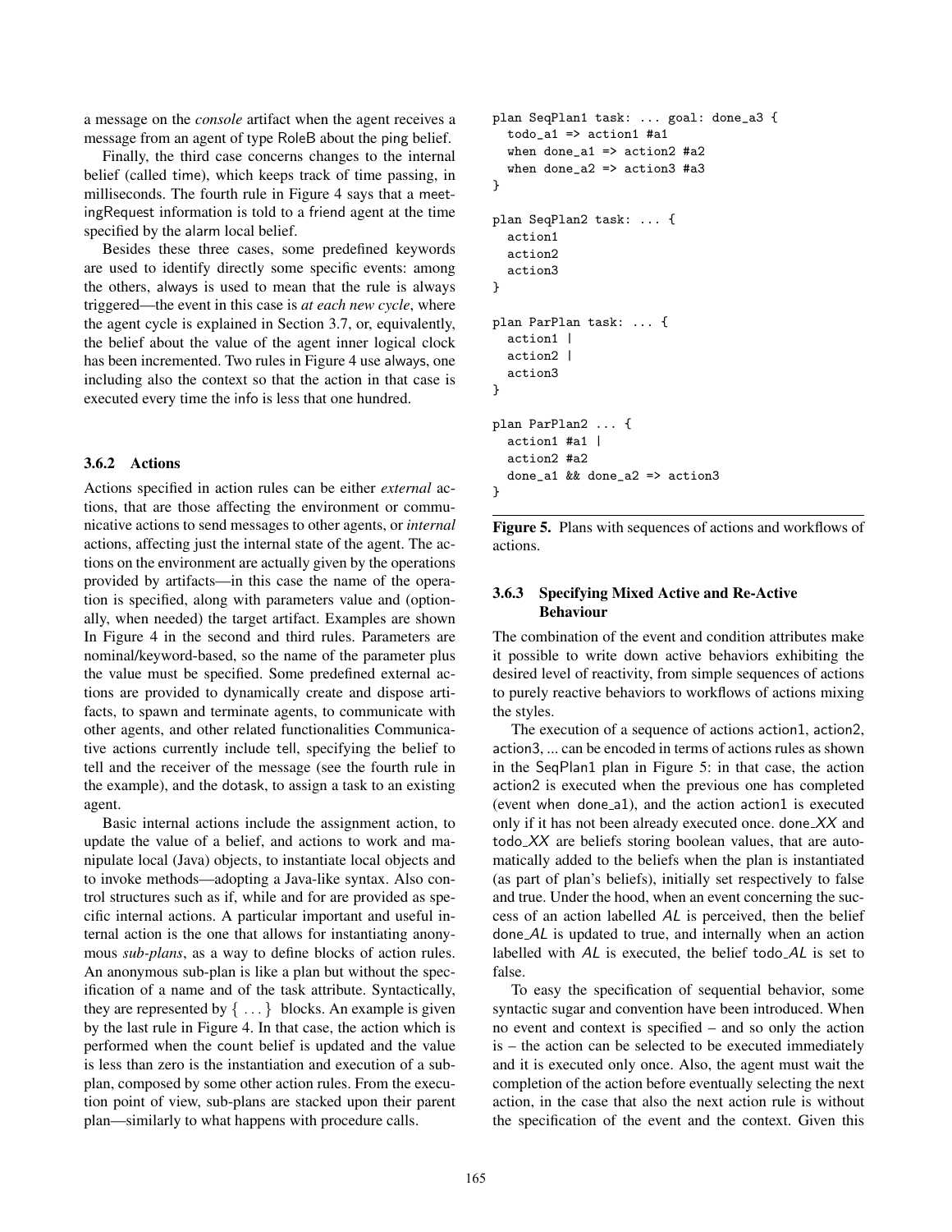a message on the *console* artifact when the agent receives a message from an agent of type RoleB about the ping belief.

Finally, the third case concerns changes to the internal belief (called time), which keeps track of time passing, in milliseconds. The fourth rule in Figure 4 says that a meetingRequest information is told to a friend agent at the time specified by the alarm local belief.

Besides these three cases, some predefined keywords are used to identify directly some specific events: among the others, always is used to mean that the rule is always triggered—the event in this case is *at each new cycle*, where the agent cycle is explained in Section 3.7, or, equivalently, the belief about the value of the agent inner logical clock has been incremented. Two rules in Figure 4 use always, one including also the context so that the action in that case is executed every time the info is less that one hundred.

### 3.6.2 Actions

Actions specified in action rules can be either *external* actions, that are those affecting the environment or communicative actions to send messages to other agents, or *internal* actions, affecting just the internal state of the agent. The actions on the environment are actually given by the operations provided by artifacts—in this case the name of the operation is specified, along with parameters value and (optionally, when needed) the target artifact. Examples are shown In Figure 4 in the second and third rules. Parameters are nominal/keyword-based, so the name of the parameter plus the value must be specified. Some predefined external actions are provided to dynamically create and dispose artifacts, to spawn and terminate agents, to communicate with other agents, and other related functionalities Communicative actions currently include tell, specifying the belief to tell and the receiver of the message (see the fourth rule in the example), and the dotask, to assign a task to an existing agent.

Basic internal actions include the assignment action, to update the value of a belief, and actions to work and manipulate local (Java) objects, to instantiate local objects and to invoke methods—adopting a Java-like syntax. Also control structures such as if, while and for are provided as specific internal actions. A particular important and useful internal action is the one that allows for instantiating anonymous *sub-plans*, as a way to define blocks of action rules. An anonymous sub-plan is like a plan but without the specification of a name and of the task attribute. Syntactically, they are represented by { ... } blocks. An example is given by the last rule in Figure 4. In that case, the action which is performed when the count belief is updated and the value is less than zero is the instantiation and execution of a sub-plan, composed by some other action rules. From the execution point of view, sub-plans are stacked upon their parent plan—similarly to what happens with procedure calls.

```
plan SeqPlan1 task: ... goal: done_a3 {
  todo_a1 => action1 #a1
  when done_a1 => action2 #a2
  when done_a2 => action3 #a3
}

plan SeqPlan2 task: ... {
  action1
  action2
  action3
}

plan ParPlan task: ... {
  action1 |
  action2 |
  action3
}

plan ParPlan2 ... {
  action1 #a1 |
  action2 #a2
  done_a1 && done_a2 => action3
}
```

**Figure 5.** Plans with sequences of actions and workflows of actions.

### 3.6.3 Specifying Mixed Active and Re-Active Behaviour

The combination of the event and condition attributes make it possible to write down active behaviors exhibiting the desired level of reactivity, from simple sequences of actions to purely reactive behaviors to workflows of actions mixing the styles.

The execution of a sequence of actions action1, action2, action3, ... can be encoded in terms of actions rules as shown in the SeqPlan1 plan in Figure 5: in that case, the action action2 is executed when the previous one has completed (event when done_a1), and the action action1 is executed only if it has not been already executed once. done_*XX* and todo_*XX* are beliefs storing boolean values, that are automatically added to the beliefs when the plan is instantiated (as part of plan's beliefs), initially set respectively to false and true. Under the hood, when an event concerning the success of an action labelled *AL* is perceived, then the belief done_*AL* is updated to true, and internally when an action labelled with *AL* is executed, the belief todo_*AL* is set to false.

To easy the specification of sequential behavior, some syntactic sugar and convention have been introduced. When no event and context is specified – and so only the action is – the action can be selected to be executed immediately and it is executed only once. Also, the agent must wait the completion of the action before eventually selecting the next action, in the case that also the next action rule is without the specification of the event and the context. Given this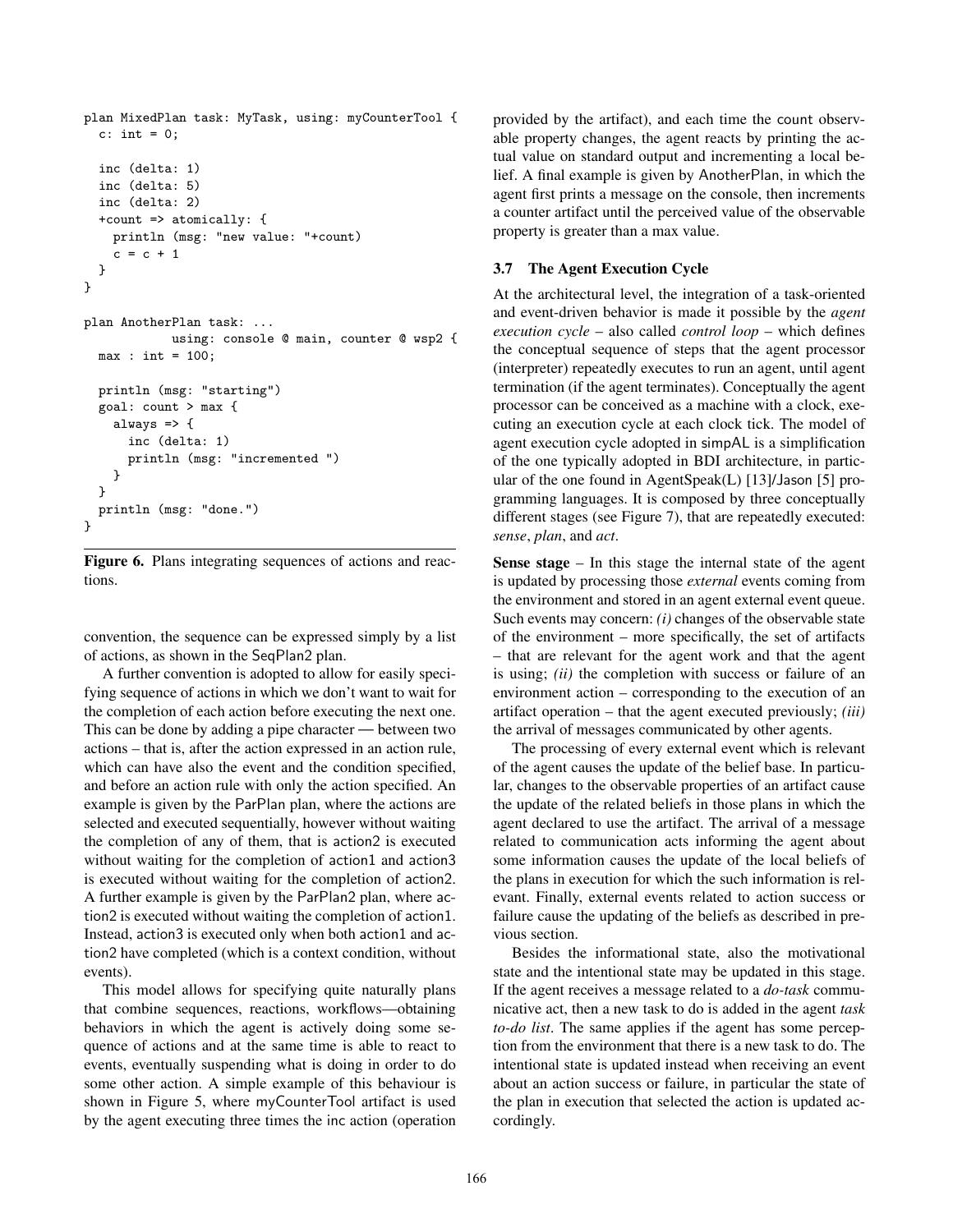```
plan MixedPlan task: MyTask, using: myCounterTool {
  c: int = 0;

  inc (delta: 1)
  inc (delta: 5)
  inc (delta: 2)
  +count => atomically: {
    println (msg: "new value: "+count)
    c = c + 1
  }
}

plan AnotherPlan task: ...
           using: console @ main, counter @ wsp2 {
  max : int = 100;

  println (msg: "starting")
  goal: count > max {
    always => {
      inc (delta: 1)
      println (msg: "incremented ")
    }
  }
  println (msg: "done.")
}
```

**Figure 6.** Plans integrating sequences of actions and reactions.

convention, the sequence can be expressed simply by a list of actions, as shown in the SeqPlan2 plan.

A further convention is adopted to allow for easily specifying sequence of actions in which we don't want to wait for the completion of each action before executing the next one. This can be done by adding a pipe character — between two actions – that is, after the action expressed in an action rule, which can have also the event and the condition specified, and before an action rule with only the action specified. An example is given by the ParPlan plan, where the actions are selected and executed sequentially, however without waiting the completion of any of them, that is action2 is executed without waiting for the completion of action1 and action3 is executed without waiting for the completion of action2. A further example is given by the ParPlan2 plan, where action2 is executed without waiting the completion of action1. Instead, action3 is executed only when both action1 and action2 have completed (which is a context condition, without events).

This model allows for specifying quite naturally plans that combine sequences, reactions, workflows—obtaining behaviors in which the agent is actively doing some sequence of actions and at the same time is able to react to events, eventually suspending what is doing in order to do some other action. A simple example of this behaviour is shown in Figure 5, where myCounterTool artifact is used by the agent executing three times the inc action (operation provided by the artifact), and each time the count observable property changes, the agent reacts by printing the actual value on standard output and incrementing a local belief. A final example is given by AnotherPlan, in which the agent first prints a message on the console, then increments a counter artifact until the perceived value of the observable property is greater than a max value.

### 3.7 The Agent Execution Cycle

At the architectural level, the integration of a task-oriented and event-driven behavior is made it possible by the *agent execution cycle* – also called *control loop* – which defines the conceptual sequence of steps that the agent processor (interpreter) repeatedly executes to run an agent, until agent termination (if the agent terminates). Conceptually the agent processor can be conceived as a machine with a clock, executing an execution cycle at each clock tick. The model of agent execution cycle adopted in simpAL is a simplification of the one typically adopted in BDI architecture, in particular of the one found in AgentSpeak(L) [13]/Jason [5] programming languages. It is composed by three conceptually different stages (see Figure 7), that are repeatedly executed: *sense*, *plan*, and *act*.

**Sense stage** – In this stage the internal state of the agent is updated by processing those *external* events coming from the environment and stored in an agent external event queue. Such events may concern: *(i)* changes of the observable state of the environment – more specifically, the set of artifacts – that are relevant for the agent work and that the agent is using; *(ii)* the completion with success or failure of an environment action – corresponding to the execution of an artifact operation – that the agent executed previously; *(iii)* the arrival of messages communicated by other agents.

The processing of every external event which is relevant of the agent causes the update of the belief base. In particular, changes to the observable properties of an artifact cause the update of the related beliefs in those plans in which the agent declared to use the artifact. The arrival of a message related to communication acts informing the agent about some information causes the update of the local beliefs of the plans in execution for which the such information is relevant. Finally, external events related to action success or failure cause the updating of the beliefs as described in previous section.

Besides the informational state, also the motivational state and the intentional state may be updated in this stage. If the agent receives a message related to a *do-task* communicative act, then a new task to do is added in the agent *task to-do list*. The same applies if the agent has some perception from the environment that there is a new task to do. The intentional state is updated instead when receiving an event about an action success or failure, in particular the state of the plan in execution that selected the action is updated accordingly.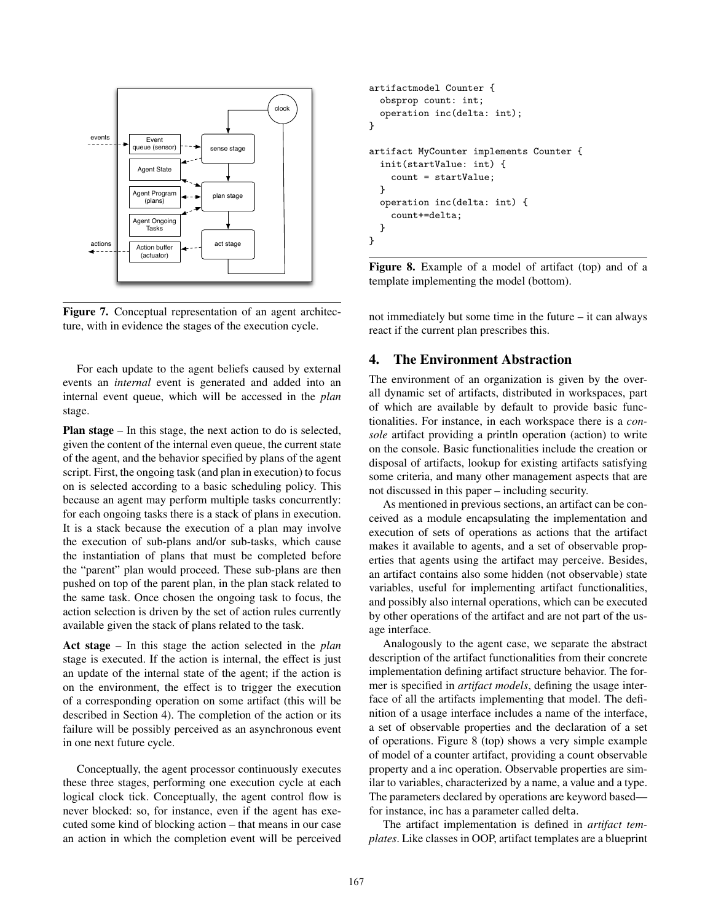Figure 7. Conceptual representation of an agent architecture, with in evidence the stages of the execution cycle.

For each update to the agent beliefs caused by external events an *internal* event is generated and added into an internal event queue, which will be accessed in the *plan* stage.

**Plan stage** – In this stage, the next action to do is selected, given the content of the internal even queue, the current state of the agent, and the behavior specified by plans of the agent script. First, the ongoing task (and plan in execution) to focus on is selected according to a basic scheduling policy. This because an agent may perform multiple tasks concurrently: for each ongoing tasks there is a stack of plans in execution. It is a stack because the execution of a plan may involve the execution of sub-plans and/or sub-tasks, which cause the instantiation of plans that must be completed before the "parent" plan would proceed. These sub-plans are then pushed on top of the parent plan, in the plan stack related to the same task. Once chosen the ongoing task to focus, the action selection is driven by the set of action rules currently available given the stack of plans related to the task.

**Act stage** – In this stage the action selected in the *plan* stage is executed. If the action is internal, the effect is just an update of the internal state of the agent; if the action is on the environment, the effect is to trigger the execution of a corresponding operation on some artifact (this will be described in Section 4). The completion of the action or its failure will be possibly perceived as an asynchronous event in one next future cycle.

Conceptually, the agent processor continuously executes these three stages, performing one execution cycle at each logical clock tick. Conceptually, the agent control flow is never blocked: so, for instance, even if the agent has executed some kind of blocking action – that means in our case an action in which the completion event will be perceived not immediately but some time in the future – it can always react if the current plan prescribes this.

```
artifactmodel Counter {
  obsprop count: int;
  operation inc(delta: int);
}

artifact MyCounter implements Counter {
  init(startValue: int) {
    count = startValue;
  }
  operation inc(delta: int) {
    count+=delta;
  }
}
```

**Figure 8.** Example of a model of artifact (top) and of a template implementing the model (bottom).

## 4. The Environment Abstraction

The environment of an organization is given by the overall dynamic set of artifacts, distributed in workspaces, part of which are available by default to provide basic functionalities. For instance, in each workspace there is a *console* artifact providing a println operation (action) to write on the console. Basic functionalities include the creation or disposal of artifacts, lookup for existing artifacts satisfying some criteria, and many other management aspects that are not discussed in this paper – including security.

As mentioned in previous sections, an artifact can be conceived as a module encapsulating the implementation and execution of sets of operations as actions that the artifact makes it available to agents, and a set of observable properties that agents using the artifact may perceive. Besides, an artifact contains also some hidden (not observable) state variables, useful for implementing artifact functionalities, and possibly also internal operations, which can be executed by other operations of the artifact and are not part of the usage interface.

Analogously to the agent case, we separate the abstract description of the artifact functionalities from their concrete implementation defining artifact structure behavior. The former is specified in *artifact models*, defining the usage interface of all the artifacts implementing that model. The definition of a usage interface includes a name of the interface, a set of observable properties and the declaration of a set of operations. Figure 8 (top) shows a very simple example of model of a counter artifact, providing a count observable property and a inc operation. Observable properties are similar to variables, characterized by a name, a value and a type. The parameters declared by operations are keyword based—for instance, inc has a parameter called delta.

The artifact implementation is defined in *artifact templates*. Like classes in OOP, artifact templates are a blueprint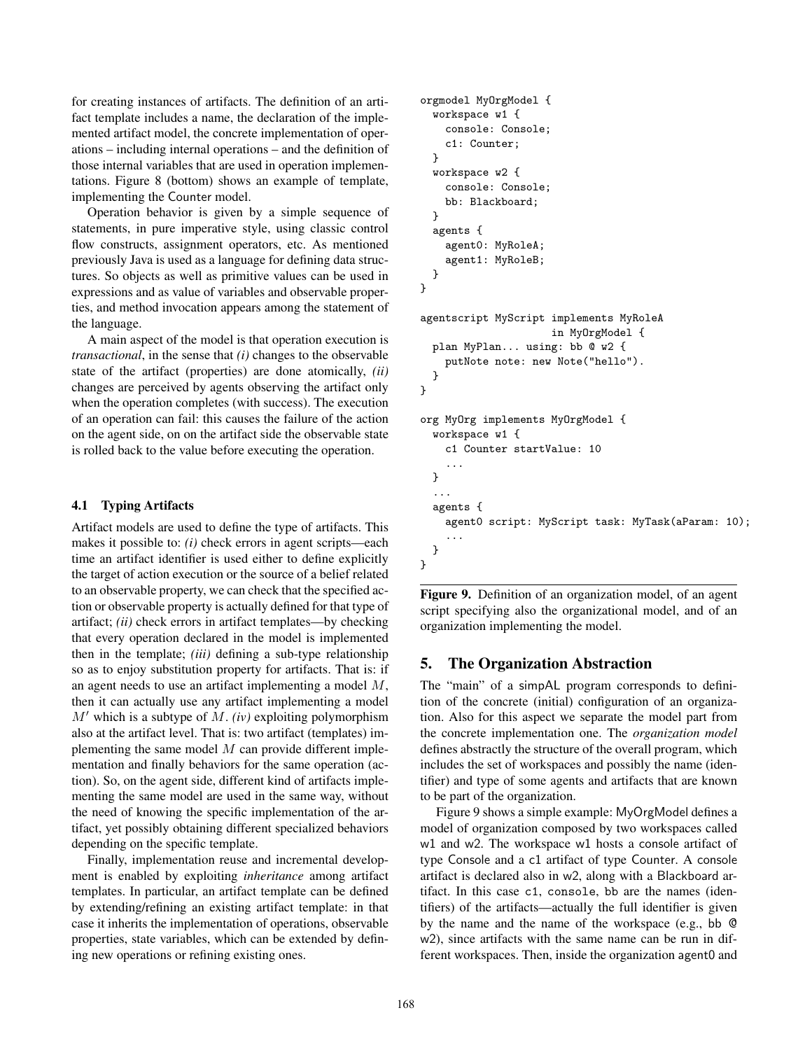for creating instances of artifacts. The definition of an artifact template includes a name, the declaration of the implemented artifact model, the concrete implementation of operations – including internal operations – and the definition of those internal variables that are used in operation implementations. Figure 8 (bottom) shows an example of template, implementing the Counter model.

Operation behavior is given by a simple sequence of statements, in pure imperative style, using classic control flow constructs, assignment operators, etc. As mentioned previously Java is used as a language for defining data structures. So objects as well as primitive values can be used in expressions and as value of variables and observable properties, and method invocation appears among the statement of the language.

A main aspect of the model is that operation execution is *transactional*, in the sense that *(i)* changes to the observable state of the artifact (properties) are done atomically, *(ii)* changes are perceived by agents observing the artifact only when the operation completes (with success). The execution of an operation can fail: this causes the failure of the action on the agent side, on on the artifact side the observable state is rolled back to the value before executing the operation.

### 4.1 Typing Artifacts

Artifact models are used to define the type of artifacts. This makes it possible to: *(i)* check errors in agent scripts—each time an artifact identifier is used either to define explicitly the target of action execution or the source of a belief related to an observable property, we can check that the specified action or observable property is actually defined for that type of artifact; *(ii)* check errors in artifact templates—by checking that every operation declared in the model is implemented then in the template; *(iii)* defining a sub-type relationship so as to enjoy substitution property for artifacts. That is: if an agent needs to use an artifact implementing a model $M$, then it can actually use any artifact implementing a model $M'$ which is a subtype of $M$. *(iv)* exploiting polymorphism also at the artifact level. That is: two artifact (templates) implementing the same model $M$ can provide different implementation and finally behaviors for the same operation (action). So, on the agent side, different kind of artifacts implementing the same model are used in the same way, without the need of knowing the specific implementation of the artifact, yet possibly obtaining different specialized behaviors depending on the specific template.

Finally, implementation reuse and incremental development is enabled by exploiting *inheritance* among artifact templates. In particular, an artifact template can be defined by extending/refining an existing artifact template: in that case it inherits the implementation of operations, observable properties, state variables, which can be extended by defining new operations or refining existing ones.

```
orgmodel MyOrgModel {
  workspace w1 {
    console: Console;
    c1: Counter;
  }
  workspace w2 {
    console: Console;
    bb: Blackboard;
  }
  agents {
    agent0: MyRoleA;
    agent1: MyRoleB;
  }
}

agentscript MyScript implements MyRoleA
                    in MyOrgModel {
  plan MyPlan... using: bb @ w2 {
    putNote note: new Note("hello").
  }
}

org MyOrg implements MyOrgModel {
  workspace w1 {
    c1 Counter startValue: 10
    ...
  }
  ...
  agents {
    agent0 script: MyScript task: MyTask(aParam: 10);
    ...
  }
}
```

**Figure 9.** Definition of an organization model, of an agent script specifying also the organizational model, and of an organization implementing the model.

## 5. The Organization Abstraction

The "main" of a simpAL program corresponds to definition of the concrete (initial) configuration of an organization. Also for this aspect we separate the model part from the concrete implementation one. The *organization model* defines abstractly the structure of the overall program, which includes the set of workspaces and possibly the name (identifier) and type of some agents and artifacts that are known to be part of the organization.

Figure 9 shows a simple example: MyOrgModel defines a model of organization composed by two workspaces called w1 and w2. The workspace w1 hosts a console artifact of type Console and a c1 artifact of type Counter. A console artifact is declared also in w2, along with a Blackboard artifact. In this case c1, console, bb are the names (identifiers) of the artifacts—actually the full identifier is given by the name and the name of the workspace (e.g., bb @ w2), since artifacts with the same name can be run in different workspaces. Then, inside the organization agent0 and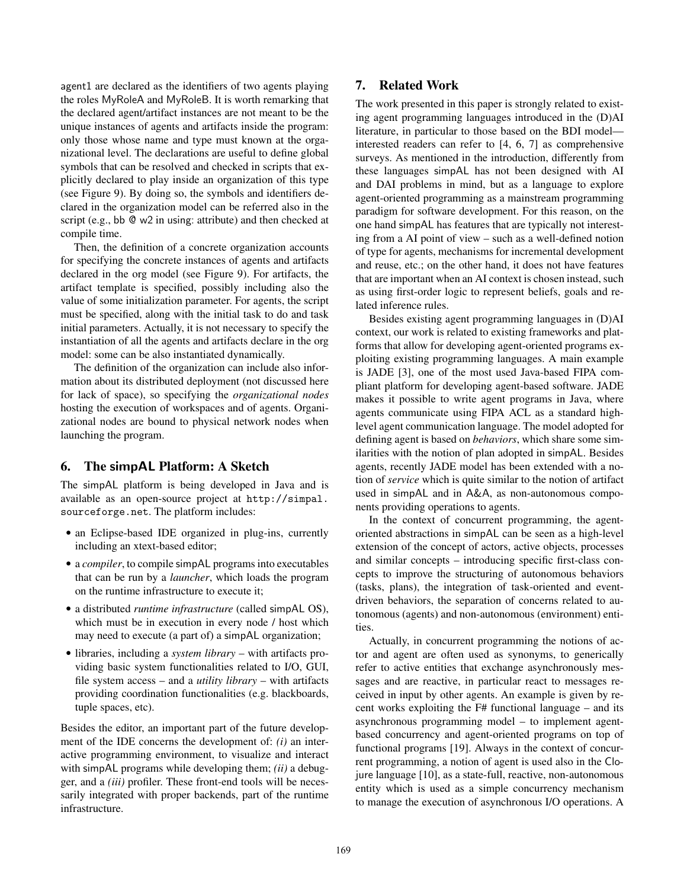agent1 are declared as the identifiers of two agents playing the roles MyRoleA and MyRoleB. It is worth remarking that the declared agent/artifact instances are not meant to be the unique instances of agents and artifacts inside the program: only those whose name and type must known at the organizational level. The declarations are useful to define global symbols that can be resolved and checked in scripts that explicitly declared to play inside an organization of this type (see Figure 9). By doing so, the symbols and identifiers declared in the organization model can be referred also in the script (e.g., bb @ w2 in using: attribute) and then checked at compile time.

Then, the definition of a concrete organization accounts for specifying the concrete instances of agents and artifacts declared in the org model (see Figure 9). For artifacts, the artifact template is specified, possibly including also the value of some initialization parameter. For agents, the script must be specified, along with the initial task to do and task initial parameters. Actually, it is not necessary to specify the instantiation of all the agents and artifacts declare in the org model: some can be also instantiated dynamically.

The definition of the organization can include also information about its distributed deployment (not discussed here for lack of space), so specifying the *organizational nodes* hosting the execution of workspaces and of agents. Organizational nodes are bound to physical network nodes when launching the program.

## 6. The simpAL Platform: A Sketch

The simpAL platform is being developed in Java and is available as an open-source project at http://simpal.sourceforge.net. The platform includes:

- an Eclipse-based IDE organized in plug-ins, currently including an xtext-based editor;
- a *compiler*, to compile simpAL programs into executables that can be run by a *launcher*, which loads the program on the runtime infrastructure to execute it;
- a distributed *runtime infrastructure* (called simpAL OS), which must be in execution in every node / host which may need to execute (a part of) a simpAL organization;
- libraries, including a *system library* – with artifacts providing basic system functionalities related to I/O, GUI, file system access – and a *utility library* – with artifacts providing coordination functionalities (e.g. blackboards, tuple spaces, etc).

Besides the editor, an important part of the future development of the IDE concerns the development of: *(i)* an interactive programming environment, to visualize and interact with simpAL programs while developing them; *(ii)* a debugger, and a *(iii)* profiler. These front-end tools will be necessarily integrated with proper backends, part of the runtime infrastructure.

## 7. Related Work

The work presented in this paper is strongly related to existing agent programming languages introduced in the (D)AI literature, in particular to those based on the BDI model—interested readers can refer to [4, 6, 7] as comprehensive surveys. As mentioned in the introduction, differently from these languages simpAL has not been designed with AI and DAI problems in mind, but as a language to explore agent-oriented programming as a mainstream programming paradigm for software development. For this reason, on the one hand simpAL has features that are typically not interesting from a AI point of view – such as a well-defined notion of type for agents, mechanisms for incremental development and reuse, etc.; on the other hand, it does not have features that are important when an AI context is chosen instead, such as using first-order logic to represent beliefs, goals and related inference rules.

Besides existing agent programming languages in (D)AI context, our work is related to existing frameworks and platforms that allow for developing agent-oriented programs exploiting existing programming languages. A main example is JADE [3], one of the most used Java-based FIPA compliant platform for developing agent-based software. JADE makes it possible to write agent programs in Java, where agents communicate using FIPA ACL as a standard high-level agent communication language. The model adopted for defining agent is based on *behaviors*, which share some similarities with the notion of plan adopted in simpAL. Besides agents, recently JADE model has been extended with a notion of *service* which is quite similar to the notion of artifact used in simpAL and in A&A, as non-autonomous components providing operations to agents.

In the context of concurrent programming, the agent-oriented abstractions in simpAL can be seen as a high-level extension of the concept of actors, active objects, processes and similar concepts – introducing specific first-class concepts to improve the structuring of autonomous behaviors (tasks, plans), the integration of task-oriented and event-driven behaviors, the separation of concerns related to autonomous (agents) and non-autonomous (environment) entities.

Actually, in concurrent programming the notions of actor and agent are often used as synonyms, to generically refer to active entities that exchange asynchronously messages and are reactive, in particular react to messages received in input by other agents. An example is given by recent works exploiting the F# functional language – and its asynchronous programming model – to implement agent-based concurrency and agent-oriented programs on top of functional programs [19]. Always in the context of concurrent programming, a notion of agent is used also in the Clojure language [10], as a state-full, reactive, non-autonomous entity which is used as a simple concurrency mechanism to manage the execution of asynchronous I/O operations. A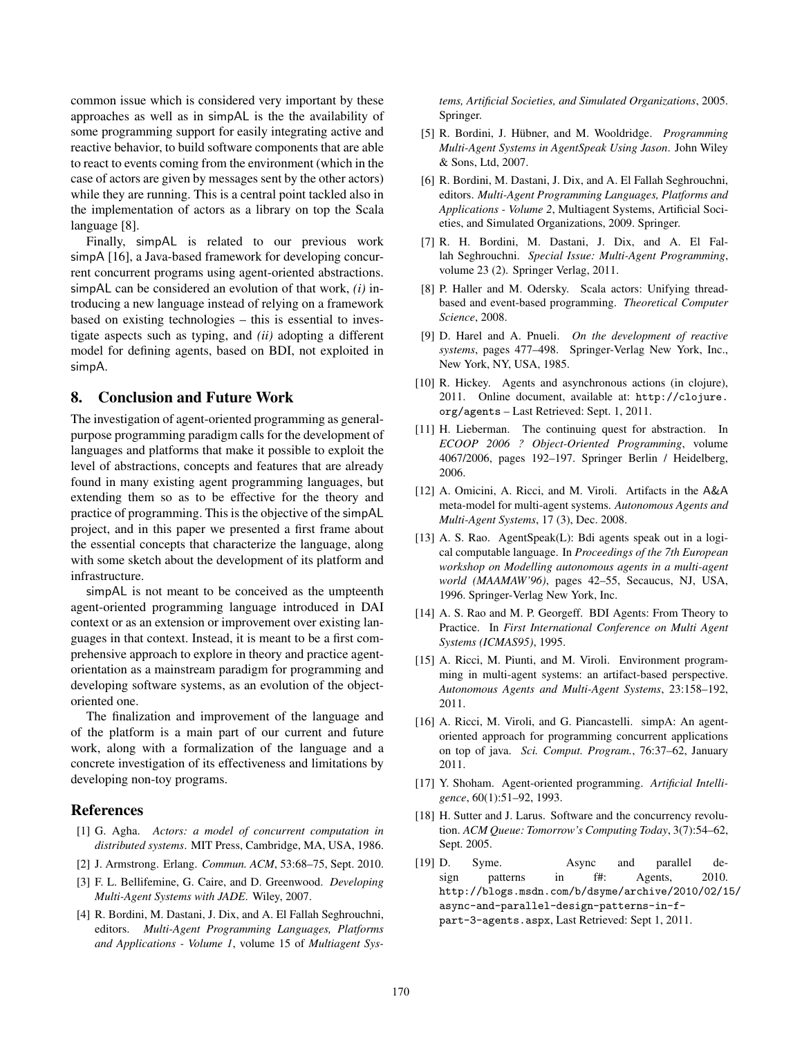common issue which is considered very important by these approaches as well as in simpAL is the the availability of some programming support for easily integrating active and reactive behavior, to build software components that are able to react to events coming from the environment (which in the case of actors are given by messages sent by the other actors) while they are running. This is a central point tackled also in the implementation of actors as a library on top the Scala language [8].

Finally, simpAL is related to our previous work simpA [16], a Java-based framework for developing concurrent concurrent programs using agent-oriented abstractions. simpAL can be considered an evolution of that work, *(i)* introducing a new language instead of relying on a framework based on existing technologies – this is essential to investigate aspects such as typing, and *(ii)* adopting a different model for defining agents, based on BDI, not exploited in simpA.

## 8. Conclusion and Future Work

The investigation of agent-oriented programming as general-purpose programming paradigm calls for the development of languages and platforms that make it possible to exploit the level of abstractions, concepts and features that are already found in many existing agent programming languages, but extending them so as to be effective for the theory and practice of programming. This is the objective of the simpAL project, and in this paper we presented a first frame about the essential concepts that characterize the language, along with some sketch about the development of its platform and infrastructure.

simpAL is not meant to be conceived as the umpteenth agent-oriented programming language introduced in DAI context or as an extension or improvement over existing languages in that context. Instead, it is meant to be a first comprehensive approach to explore in theory and practice agent-orientation as a mainstream paradigm for programming and developing software systems, as an evolution of the object-oriented one.

The finalization and improvement of the language and of the platform is a main part of our current and future work, along with a formalization of the language and a concrete investigation of its effectiveness and limitations by developing non-toy programs.

## References

[1] G. Agha. *Actors: a model of concurrent computation in distributed systems*. MIT Press, Cambridge, MA, USA, 1986.

[2] J. Armstrong. Erlang. *Commun. ACM*, 53:68–75, Sept. 2010.

[3] F. L. Bellifemine, G. Caire, and D. Greenwood. *Developing Multi-Agent Systems with JADE*. Wiley, 2007.

[4] R. Bordini, M. Dastani, J. Dix, and A. El Fallah Seghrouchni, editors. *Multi-Agent Programming Languages, Platforms and Applications - Volume 1*, volume 15 of *Multiagent Systems, Artificial Societies, and Simulated Organizations*, 2005. Springer.

[5] R. Bordini, J. Hübner, and M. Wooldridge. *Programming Multi-Agent Systems in AgentSpeak Using Jason*. John Wiley & Sons, Ltd, 2007.

[6] R. Bordini, M. Dastani, J. Dix, and A. El Fallah Seghrouchni, editors. *Multi-Agent Programming Languages, Platforms and Applications - Volume 2*, Multiagent Systems, Artificial Societies, and Simulated Organizations, 2009. Springer.

[7] R. H. Bordini, M. Dastani, J. Dix, and A. El Fallah Seghrouchni. *Special Issue: Multi-Agent Programming*, volume 23 (2). Springer Verlag, 2011.

[8] P. Haller and M. Odersky. Scala actors: Unifying thread-based and event-based programming. *Theoretical Computer Science*, 2008.

[9] D. Harel and A. Pnueli. *On the development of reactive systems*, pages 477–498. Springer-Verlag New York, Inc., New York, NY, USA, 1985.

[10] R. Hickey. Agents and asynchronous actions (in clojure), 2011. Online document, available at: http://clojure.org/agents – Last Retrieved: Sept. 1, 2011.

[11] H. Lieberman. The continuing quest for abstraction. In *ECOOP 2006 ? Object-Oriented Programming*, volume 4067/2006, pages 192–197. Springer Berlin / Heidelberg, 2006.

[12] A. Omicini, A. Ricci, and M. Viroli. Artifacts in the A&A meta-model for multi-agent systems. *Autonomous Agents and Multi-Agent Systems*, 17 (3), Dec. 2008.

[13] A. S. Rao. AgentSpeak(L): Bdi agents speak out in a logical computable language. In *Proceedings of the 7th European workshop on Modelling autonomous agents in a multi-agent world (MAAMAW'96)*, pages 42–55, Secaucus, NJ, USA, 1996. Springer-Verlag New York, Inc.

[14] A. S. Rao and M. P. Georgeff. BDI Agents: From Theory to Practice. In *First International Conference on Multi Agent Systems (ICMAS95)*, 1995.

[15] A. Ricci, M. Piunti, and M. Viroli. Environment programming in multi-agent systems: an artifact-based perspective. *Autonomous Agents and Multi-Agent Systems*, 23:158–192, 2011.

[16] A. Ricci, M. Viroli, and G. Piancastelli. simpA: An agent-oriented approach for programming concurrent applications on top of java. *Sci. Comput. Program.*, 76:37–62, January 2011.

[17] Y. Shoham. Agent-oriented programming. *Artificial Intelligence*, 60(1):51–92, 1993.

[18] H. Sutter and J. Larus. Software and the concurrency revolution. *ACM Queue: Tomorrow's Computing Today*, 3(7):54–62, Sept. 2005.

[19] D. Syme. Async and parallel design patterns in f#: Agents, 2010. http://blogs.msdn.com/b/dsyme/archive/2010/02/15/async-and-parallel-design-patterns-in-f-part-3-agents.aspx, Last Retrieved: Sept 1, 2011.